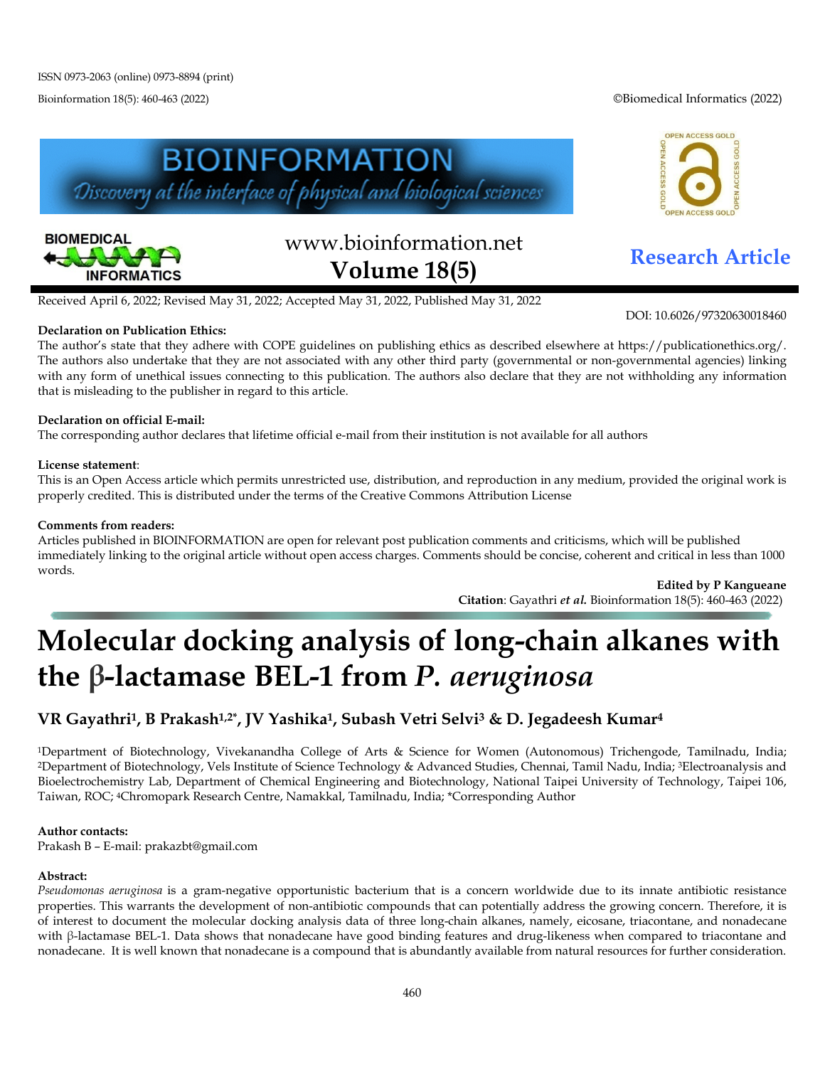ISSN 0973-2063 (online) 0973-8894 (print)

Bioinformation 18(5): 460-463 (2022)

©Biomedical Informatics (2022)

BIOINFORMATION
Discovery at the interface of physical and biological sciences

www.bioinformation.net
**Volume 18(5)**

**Research Article**

Received April 6, 2022; Revised May 31, 2022; Accepted May 31, 2022, Published May 31, 2022

DOI: 10.6026/97320630018460

**Declaration on Publication Ethics:**
The author's state that they adhere with COPE guidelines on publishing ethics as described elsewhere at https://publicationethics.org/. The authors also undertake that they are not associated with any other third party (governmental or non-governmental agencies) linking with any form of unethical issues connecting to this publication. The authors also declare that they are not withholding any information that is misleading to the publisher in regard to this article.

**Declaration on official E-mail:**
The corresponding author declares that lifetime official e-mail from their institution is not available for all authors

**License statement**:
This is an Open Access article which permits unrestricted use, distribution, and reproduction in any medium, provided the original work is properly credited. This is distributed under the terms of the Creative Commons Attribution License

**Comments from readers:**
Articles published in BIOINFORMATION are open for relevant post publication comments and criticisms, which will be published immediately linking to the original article without open access charges. Comments should be concise, coherent and critical in less than 1000 words.

**Edited by P Kangueane**
**Citation**: Gayathri ***et al.*** Bioinformation 18(5): 460-463 (2022)

# Molecular docking analysis of long-chain alkanes with the β-lactamase BEL-1 from *P. aeruginosa*

**VR Gayathri[1], B Prakash[1,2*], JV Yashika[1], Subash Vetri Selvi[3] & D. Jegadeesh Kumar[4]**

[1]Department of Biotechnology, Vivekanandha College of Arts & Science for Women (Autonomous) Trichengode, Tamilnadu, India; [2]Department of Biotechnology, Vels Institute of Science Technology & Advanced Studies, Chennai, Tamil Nadu, India; [3]Electroanalysis and Bioelectrochemistry Lab, Department of Chemical Engineering and Biotechnology, National Taipei University of Technology, Taipei 106, Taiwan, ROC; [4]Chromopark Research Centre, Namakkal, Tamilnadu, India; *Corresponding Author

**Author contacts:**
Prakash B – E-mail: prakazbt@gmail.com

**Abstract:**
*Pseudomonas aeruginosa* is a gram-negative opportunistic bacterium that is a concern worldwide due to its innate antibiotic resistance properties. This warrants the development of non-antibiotic compounds that can potentially address the growing concern. Therefore, it is of interest to document the molecular docking analysis data of three long-chain alkanes, namely, eicosane, triacontane, and nonadecane with β-lactamase BEL-1. Data shows that nonadecane have good binding features and drug-likeness when compared to triacontane and nonadecane. It is well known that nonadecane is a compound that is abundantly available from natural resources for further consideration.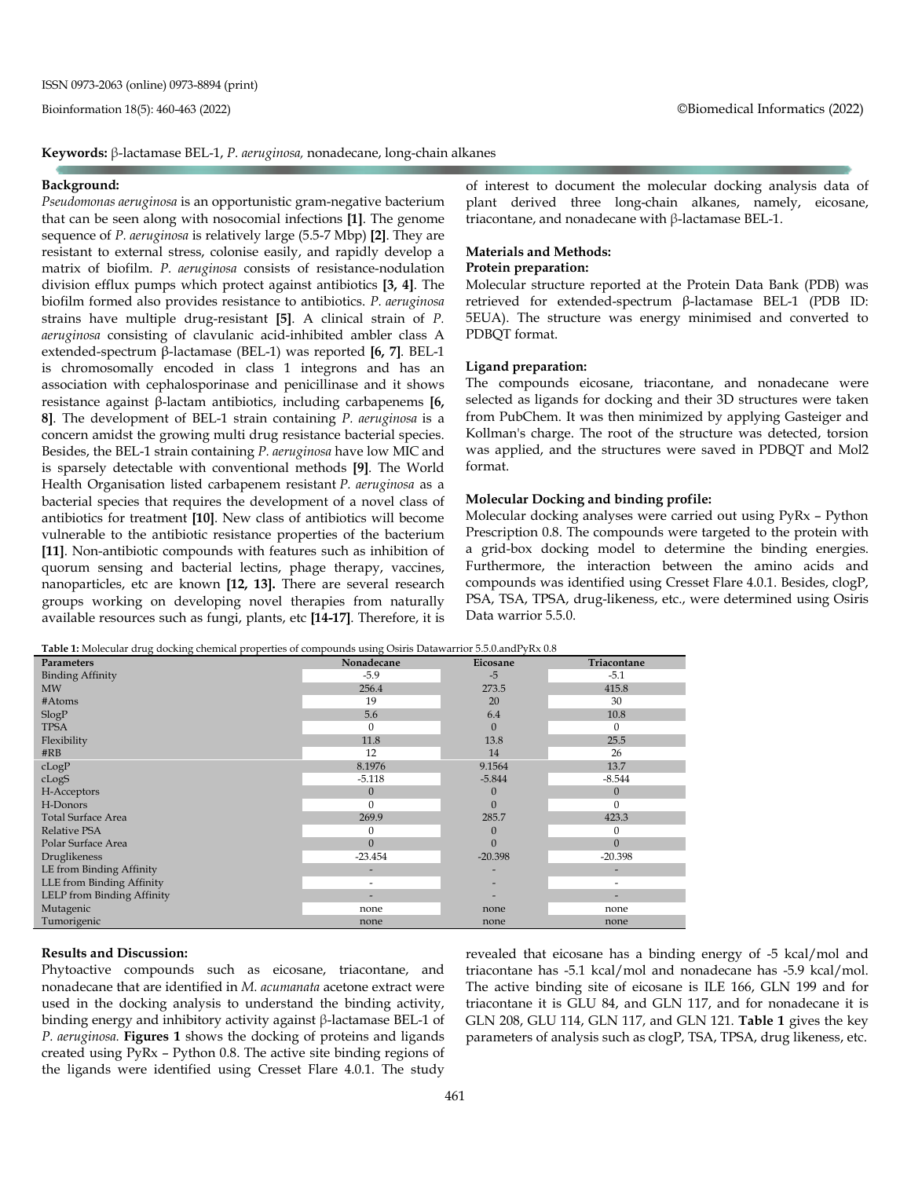**Keywords:** β-lactamase BEL-1, *P. aeruginosa,* nonadecane, long-chain alkanes

### Background:

*Pseudomonas aeruginosa* is an opportunistic gram-negative bacterium that can be seen along with nosocomial infections **[1]**. The genome sequence of *P. aeruginosa* is relatively large (5.5-7 Mbp) **[2]**. They are resistant to external stress, colonise easily, and rapidly develop a matrix of biofilm. *P. aeruginosa* consists of resistance-nodulation division efflux pumps which protect against antibiotics **[3, 4]**. The biofilm formed also provides resistance to antibiotics. *P. aeruginosa* strains have multiple drug-resistant **[5]**. A clinical strain of *P. aeruginosa* consisting of clavulanic acid-inhibited ambler class A extended-spectrum β-lactamase (BEL-1) was reported **[6, 7]**. BEL-1 is chromosomally encoded in class 1 integrons and has an association with cephalosporinase and penicillinase and it shows resistance against β-lactam antibiotics, including carbapenems **[6, 8]**. The development of BEL-1 strain containing *P. aeruginosa* is a concern amidst the growing multi drug resistance bacterial species. Besides, the BEL-1 strain containing *P. aeruginosa* have low MIC and is sparsely detectable with conventional methods **[9]**. The World Health Organisation listed carbapenem resistant *P. aeruginosa* as a bacterial species that requires the development of a novel class of antibiotics for treatment **[10]**. New class of antibiotics will become vulnerable to the antibiotic resistance properties of the bacterium **[11]**. Non-antibiotic compounds with features such as inhibition of quorum sensing and bacterial lectins, phage therapy, vaccines, nanoparticles, etc are known **[12, 13].** There are several research groups working on developing novel therapies from naturally available resources such as fungi, plants, etc **[14-17]**. Therefore, it is of interest to document the molecular docking analysis data of plant derived three long-chain alkanes, namely, eicosane, triacontane, and nonadecane with β-lactamase BEL-1.

### Materials and Methods:

#### Protein preparation:

Molecular structure reported at the Protein Data Bank (PDB) was retrieved for extended-spectrum β-lactamase BEL-1 (PDB ID: 5EUA). The structure was energy minimised and converted to PDBQT format.

#### Ligand preparation:

The compounds eicosane, triacontane, and nonadecane were selected as ligands for docking and their 3D structures were taken from PubChem. It was then minimized by applying Gasteiger and Kollman's charge. The root of the structure was detected, torsion was applied, and the structures were saved in PDBQT and Mol2 format.

#### Molecular Docking and binding profile:

Molecular docking analyses were carried out using PyRx – Python Prescription 0.8. The compounds were targeted to the protein with a grid-box docking model to determine the binding energies. Furthermore, the interaction between the amino acids and compounds was identified using Cresset Flare 4.0.1. Besides, clogP, PSA, TSA, TPSA, drug-likeness, etc., were determined using Osiris Data warrior 5.5.0.

**Table 1:** Molecular drug docking chemical properties of compounds using Osiris Datawarrior 5.5.0.andPyRx 0.8

| Parameters | Nonadecane | Eicosane | Triacontane |
|---|---|---|---|
| Binding Affinity | -5.9 | -5 | -5.1 |
| MW | 256.4 | 273.5 | 415.8 |
| #Atoms | 19 | 20 | 30 |
| SlogP | 5.6 | 6.4 | 10.8 |
| TPSA | 0 | 0 | 0 |
| Flexibility | 11.8 | 13.8 | 25.5 |
| #RB | 12 | 14 | 26 |
| cLogP | 8.1976 | 9.1564 | 13.7 |
| cLogS | -5.118 | -5.844 | -8.544 |
| H-Acceptors | 0 | 0 | 0 |
| H-Donors | 0 | 0 | 0 |
| Total Surface Area | 269.9 | 285.7 | 423.3 |
| Relative PSA | 0 | 0 | 0 |
| Polar Surface Area | 0 | 0 | 0 |
| Druglikeness | -23.454 | -20.398 | -20.398 |
| LE from Binding Affinity | - | - | - |
| LLE from Binding Affinity | - | - | - |
| LELP from Binding Affinity | - | - | - |
| Mutagenic | none | none | none |
| Tumorigenic | none | none | none |

### Results and Discussion:

Phytoactive compounds such as eicosane, triacontane, and nonadecane that are identified in *M. acumanata* acetone extract were used in the docking analysis to understand the binding activity, binding energy and inhibitory activity against β-lactamase BEL-1 of *P. aeruginosa*. **Figures 1** shows the docking of proteins and ligands created using PyRx – Python 0.8. The active site binding regions of the ligands were identified using Cresset Flare 4.0.1. The study revealed that eicosane has a binding energy of -5 kcal/mol and triacontane has -5.1 kcal/mol and nonadecane has -5.9 kcal/mol. The active binding site of eicosane is ILE 166, GLN 199 and for triacontane it is GLU 84, and GLN 117, and for nonadecane it is GLN 208, GLU 114, GLN 117, and GLN 121. **Table 1** gives the key parameters of analysis such as clogP, TSA, TPSA, drug likeness, etc.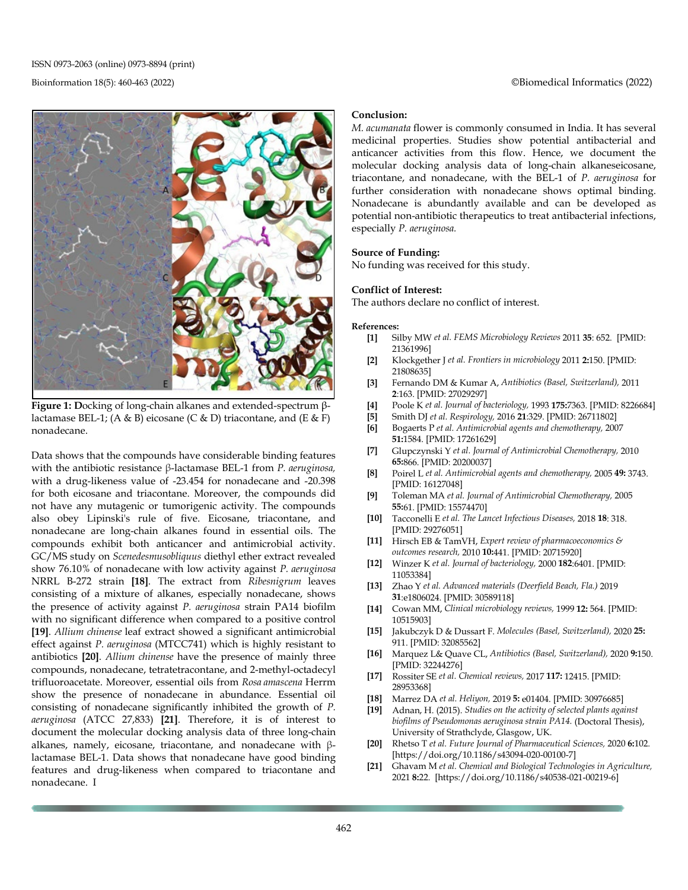**Figure 1:** Docking of long-chain alkanes and extended-spectrum β-lactamase BEL-1; (A & B) eicosane (C & D) triacontane, and (E & F) nonadecane.

Data shows that the compounds have considerable binding features with the antibiotic resistance β-lactamase BEL-1 from *P. aeruginosa,* with a drug-likeness value of -23.454 for nonadecane and -20.398 for both eicosane and triacontane. Moreover, the compounds did not have any mutagenic or tumorigenic activity. The compounds also obey Lipinski's rule of five. Eicosane, triacontane, and nonadecane are long-chain alkanes found in essential oils. The compounds exhibit both anticancer and antimicrobial activity. GC/MS study on *Scenedesmusobliquus* diethyl ether extract revealed show 76.10% of nonadecane with low activity against *P. aeruginosa* NRRL B-272 strain **[18]**. The extract from *Ribesnigrum* leaves consisting of a mixture of alkanes, especially nonadecane, shows the presence of activity against *P. aeruginosa* strain PA14 biofilm with no significant difference when compared to a positive control **[19]**. *Allium chinense* leaf extract showed a significant antimicrobial effect against *P. aeruginosa* (MTCC741) which is highly resistant to antibiotics **[20]**. *Allium chinense* have the presence of mainly three compounds, nonadecane, tetratetracontane, and 2-methyl-octadecyl trifluoroacetate. Moreover, essential oils from *Rosa amascena* Herrm show the presence of nonadecane in abundance. Essential oil consisting of nonadecane significantly inhibited the growth of *P. aeruginosa* (ATCC 27,833) **[21]**. Therefore, it is of interest to document the molecular docking analysis data of three long-chain alkanes, namely, eicosane, triacontane, and nonadecane with β-lactamase BEL-1. Data shows that nonadecane have good binding features and drug-likeness when compared to triacontane and nonadecane. I

## Conclusion:

*M. acumanata* flower is commonly consumed in India. It has several medicinal properties. Studies show potential antibacterial and anticancer activities from this flow. Hence, we document the molecular docking analysis data of long-chain alkaneseicosane, triacontane, and nonadecane, with the BEL-1 of *P. aeruginosa* for further consideration with nonadecane shows optimal binding. Nonadecane is abundantly available and can be developed as potential non-antibiotic therapeutics to treat antibacterial infections, especially *P. aeruginosa.*

## Source of Funding:

No funding was received for this study.

## Conflict of Interest:

The authors declare no conflict of interest.

## References:

- **[1]** Silby MW *et al. FEMS Microbiology Reviews* 2011 **35**: 652. [PMID: 21361996]
- **[2]** Klockgether J *et al. Frontiers in microbiology* 2011 **2:**150. [PMID: 21808635]
- **[3]** Fernando DM & Kumar A, *Antibiotics (Basel, Switzerland),* 2011 **2**:163. [PMID: 27029297]
- **[4]** Poole K *et al. Journal of bacteriology,* 1993 **175:**7363. [PMID: 8226684]
- **[5]** Smith DJ *et al. Respirology,* 2016 **21**:329. [PMID: 26711802]
- **[6]** Bogaerts P *et al. Antimicrobial agents and chemotherapy,* 2007 **51:**1584. [PMID: 17261629]
- **[7]** Glupczynski Y *et al. Journal of Antimicrobial Chemotherapy,* 2010 **65:**866. [PMID: 20200037]
- **[8]** Poirel L *et al. Antimicrobial agents and chemotherapy,* 2005 **49:** 3743. [PMID: 16127048]
- **[9]** Toleman MA *et al. Journal of Antimicrobial Chemotherapy,* 2005 **55:**61. [PMID: 15574470]
- **[10]** Tacconelli E *et al. The Lancet Infectious Diseases,* 2018 **18**: 318. [PMID: 29276051]
- **[11]** Hirsch EB & TamVH, *Expert review of pharmacoeconomics & outcomes research,* 2010 **10:**441. [PMID: 20715920]
- **[12]** Winzer K *et al. Journal of bacteriology,* 2000 **182**:6401. [PMID: 11053384]
- **[13]** Zhao Y *et al. Advanced materials (Deerfield Beach, Fla.)* 2019 **31**:e1806024. [PMID: 30589118]
- **[14]** Cowan MM, *Clinical microbiology reviews,* 1999 **12:** 564. [PMID: 10515903]
- **[15]** Jakubczyk D & Dussart F. *Molecules (Basel, Switzerland),* 2020 **25:** 911. [PMID: 32085562]
- **[16]** Marquez L& Quave CL, *Antibiotics (Basel, Switzerland),* 2020 **9:**150. [PMID: 32244276]
- **[17]** Rossiter SE *et al. Chemical reviews,* 2017 **117:** 12415. [PMID: 28953368]
- **[18]** Marrez DA *et al. Heliyon,* 2019 **5:** e01404. [PMID: 30976685]
- **[19]** Adnan, H. (2015). *Studies on the activity of selected plants against biofilms of Pseudomonas aeruginosa strain PA14.* (Doctoral Thesis), University of Strathclyde, Glasgow, UK.
- **[20]** Rhetso T *et al. Future Journal of Pharmaceutical Sciences,* 2020 **6:**102. [https://doi.org/10.1186/s43094-020-00100-7]
- **[21]** Ghavam M *et al. Chemical and Biological Technologies in Agriculture,* 2021 **8:**22. [https://doi.org/10.1186/s40538-021-00219-6]